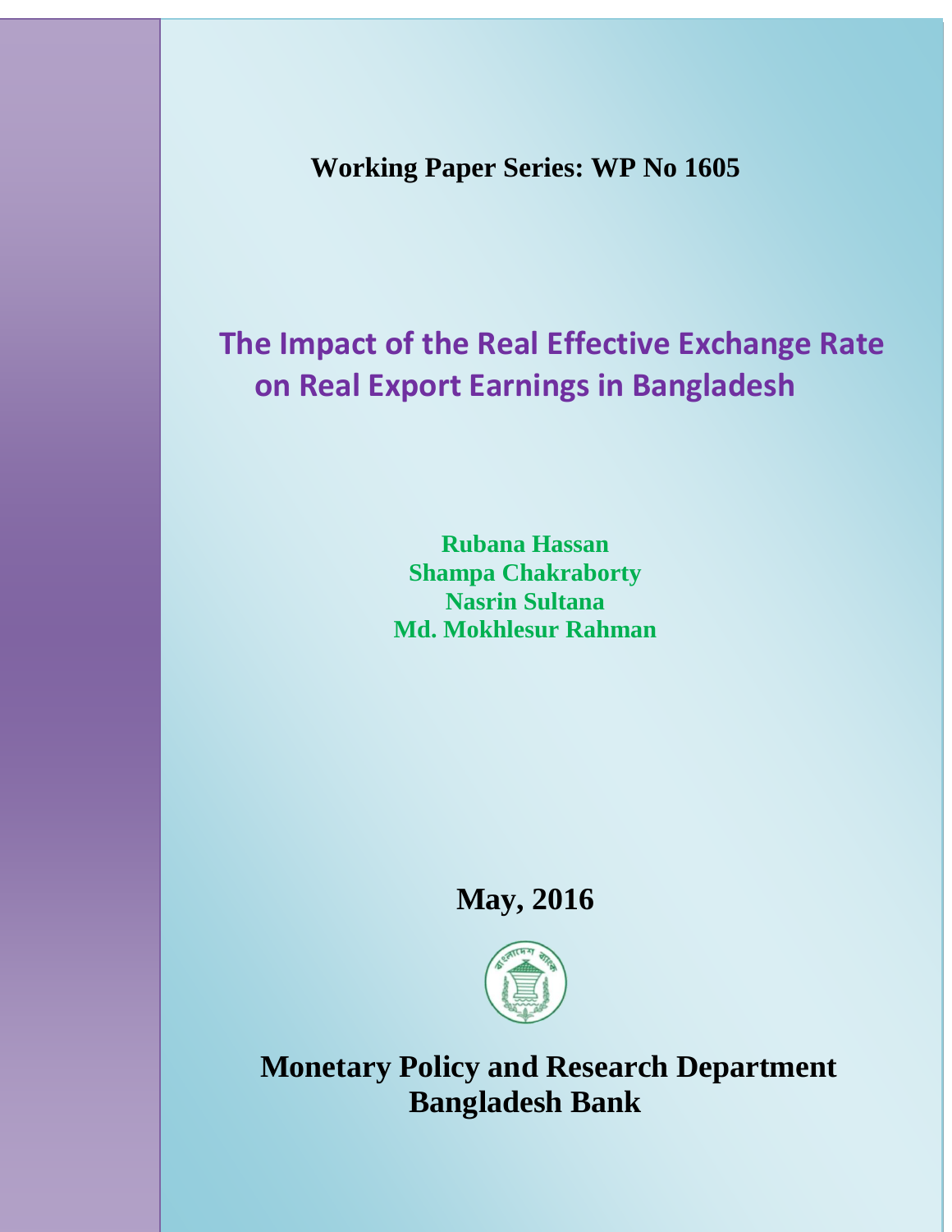**Working Paper Series: WP No 1605**

# The Impact of the Real Effective Exchange Rate on Real Export Earnings in Bangladesh

**Rubana Hassan**
**Shampa Chakraborty**
**Nasrin Sultana**
**Md. Mokhlesur Rahman**

**May, 2016**

**Monetary Policy and Research Department**
**Bangladesh Bank**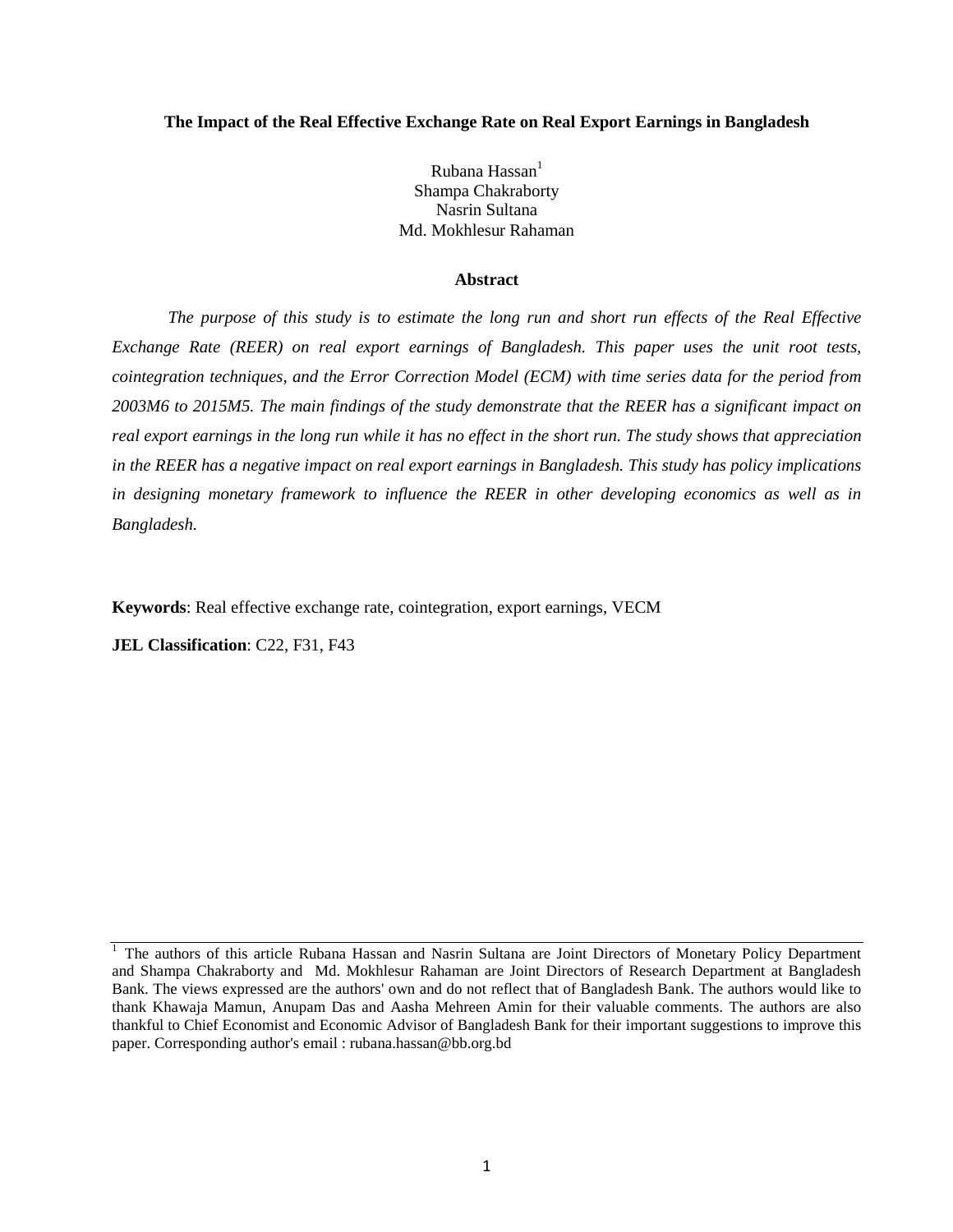**The Impact of the Real Effective Exchange Rate on Real Export Earnings in Bangladesh**

Rubana Hassan[1]
Shampa Chakraborty
Nasrin Sultana
Md. Mokhlesur Rahaman

**Abstract**

*The purpose of this study is to estimate the long run and short run effects of the Real Effective Exchange Rate (REER) on real export earnings of Bangladesh. This paper uses the unit root tests, cointegration techniques, and the Error Correction Model (ECM) with time series data for the period from 2003M6 to 2015M5. The main findings of the study demonstrate that the REER has a significant impact on real export earnings in the long run while it has no effect in the short run. The study shows that appreciation in the REER has a negative impact on real export earnings in Bangladesh. This study has policy implications in designing monetary framework to influence the REER in other developing economics as well as in Bangladesh.*

**Keywords**: Real effective exchange rate, cointegration, export earnings, VECM

**JEL Classification**: C22, F31, F43

[1] The authors of this article Rubana Hassan and Nasrin Sultana are Joint Directors of Monetary Policy Department and Shampa Chakraborty and Md. Mokhlesur Rahaman are Joint Directors of Research Department at Bangladesh Bank. The views expressed are the authors' own and do not reflect that of Bangladesh Bank. The authors would like to thank Khawaja Mamun, Anupam Das and Aasha Mehreen Amin for their valuable comments. The authors are also thankful to Chief Economist and Economic Advisor of Bangladesh Bank for their important suggestions to improve this paper. Corresponding author's email : rubana.hassan@bb.org.bd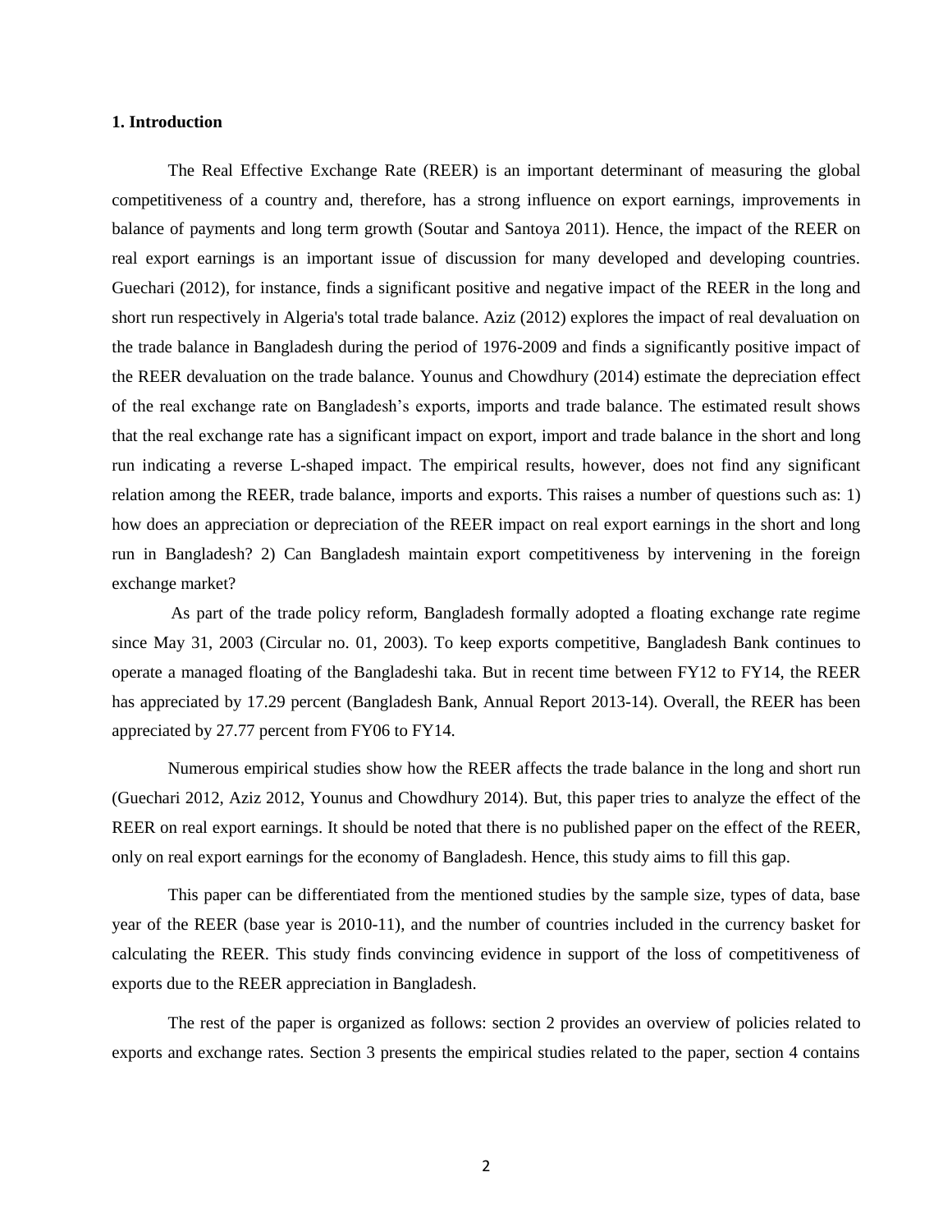## 1. Introduction

The Real Effective Exchange Rate (REER) is an important determinant of measuring the global competitiveness of a country and, therefore, has a strong influence on export earnings, improvements in balance of payments and long term growth (Soutar and Santoya 2011). Hence, the impact of the REER on real export earnings is an important issue of discussion for many developed and developing countries. Guechari (2012), for instance, finds a significant positive and negative impact of the REER in the long and short run respectively in Algeria's total trade balance. Aziz (2012) explores the impact of real devaluation on the trade balance in Bangladesh during the period of 1976-2009 and finds a significantly positive impact of the REER devaluation on the trade balance. Younus and Chowdhury (2014) estimate the depreciation effect of the real exchange rate on Bangladesh's exports, imports and trade balance. The estimated result shows that the real exchange rate has a significant impact on export, import and trade balance in the short and long run indicating a reverse L-shaped impact. The empirical results, however, does not find any significant relation among the REER, trade balance, imports and exports. This raises a number of questions such as: 1) how does an appreciation or depreciation of the REER impact on real export earnings in the short and long run in Bangladesh? 2) Can Bangladesh maintain export competitiveness by intervening in the foreign exchange market?

As part of the trade policy reform, Bangladesh formally adopted a floating exchange rate regime since May 31, 2003 (Circular no. 01, 2003). To keep exports competitive, Bangladesh Bank continues to operate a managed floating of the Bangladeshi taka. But in recent time between FY12 to FY14, the REER has appreciated by 17.29 percent (Bangladesh Bank, Annual Report 2013-14). Overall, the REER has been appreciated by 27.77 percent from FY06 to FY14.

Numerous empirical studies show how the REER affects the trade balance in the long and short run (Guechari 2012, Aziz 2012, Younus and Chowdhury 2014). But, this paper tries to analyze the effect of the REER on real export earnings. It should be noted that there is no published paper on the effect of the REER, only on real export earnings for the economy of Bangladesh. Hence, this study aims to fill this gap.

This paper can be differentiated from the mentioned studies by the sample size, types of data, base year of the REER (base year is 2010-11), and the number of countries included in the currency basket for calculating the REER. This study finds convincing evidence in support of the loss of competitiveness of exports due to the REER appreciation in Bangladesh.

The rest of the paper is organized as follows: section 2 provides an overview of policies related to exports and exchange rates. Section 3 presents the empirical studies related to the paper, section 4 contains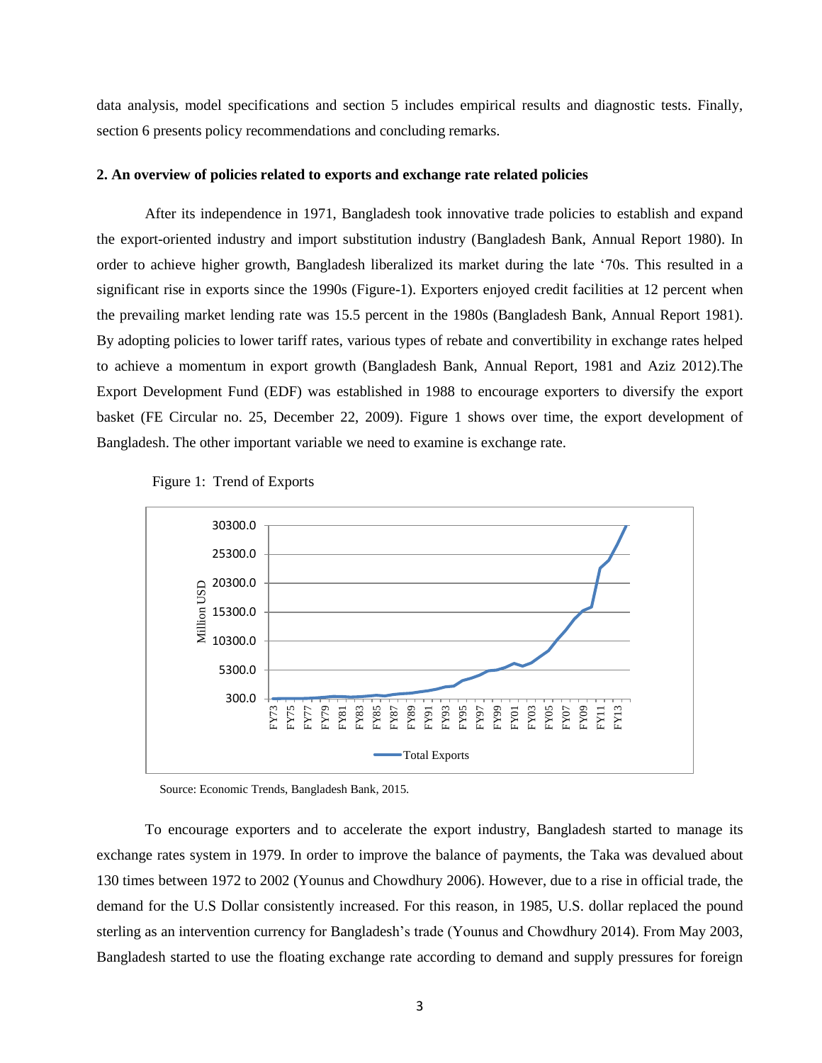data analysis, model specifications and section 5 includes empirical results and diagnostic tests. Finally, section 6 presents policy recommendations and concluding remarks.

## 2. An overview of policies related to exports and exchange rate related policies

After its independence in 1971, Bangladesh took innovative trade policies to establish and expand the export-oriented industry and import substitution industry (Bangladesh Bank, Annual Report 1980). In order to achieve higher growth, Bangladesh liberalized its market during the late '70s. This resulted in a significant rise in exports since the 1990s (Figure-1). Exporters enjoyed credit facilities at 12 percent when the prevailing market lending rate was 15.5 percent in the 1980s (Bangladesh Bank, Annual Report 1981). By adopting policies to lower tariff rates, various types of rebate and convertibility in exchange rates helped to achieve a momentum in export growth (Bangladesh Bank, Annual Report, 1981 and Aziz 2012).The Export Development Fund (EDF) was established in 1988 to encourage exporters to diversify the export basket (FE Circular no. 25, December 22, 2009). Figure 1 shows over time, the export development of Bangladesh. The other important variable we need to examine is exchange rate.

Figure 1: Trend of Exports

Source: Economic Trends, Bangladesh Bank, 2015.

To encourage exporters and to accelerate the export industry, Bangladesh started to manage its exchange rates system in 1979. In order to improve the balance of payments, the Taka was devalued about 130 times between 1972 to 2002 (Younus and Chowdhury 2006). However, due to a rise in official trade, the demand for the U.S Dollar consistently increased. For this reason, in 1985, U.S. dollar replaced the pound sterling as an intervention currency for Bangladesh's trade (Younus and Chowdhury 2014). From May 2003, Bangladesh started to use the floating exchange rate according to demand and supply pressures for foreign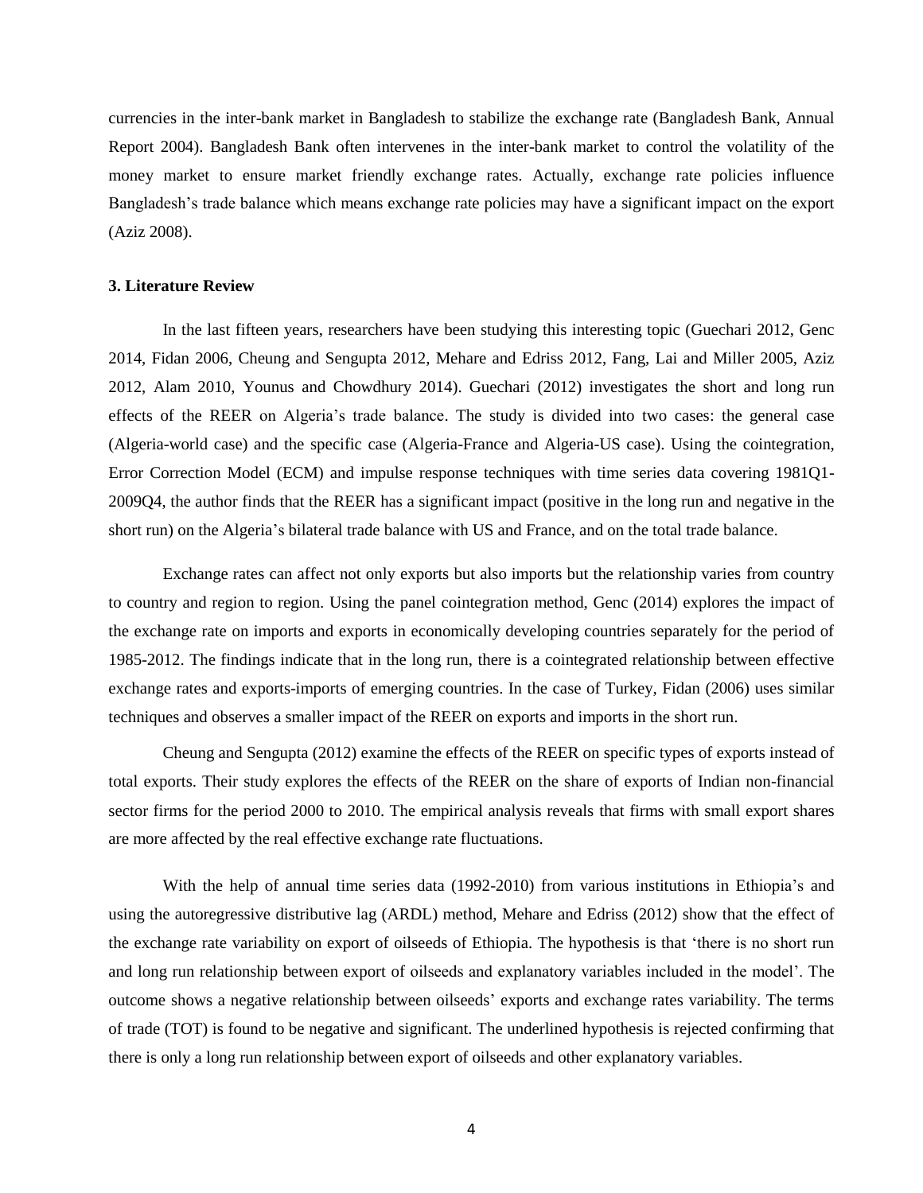currencies in the inter-bank market in Bangladesh to stabilize the exchange rate (Bangladesh Bank, Annual Report 2004). Bangladesh Bank often intervenes in the inter-bank market to control the volatility of the money market to ensure market friendly exchange rates. Actually, exchange rate policies influence Bangladesh's trade balance which means exchange rate policies may have a significant impact on the export (Aziz 2008).

### 3. Literature Review

In the last fifteen years, researchers have been studying this interesting topic (Guechari 2012, Genc 2014, Fidan 2006, Cheung and Sengupta 2012, Mehare and Edriss 2012, Fang, Lai and Miller 2005, Aziz 2012, Alam 2010, Younus and Chowdhury 2014). Guechari (2012) investigates the short and long run effects of the REER on Algeria's trade balance. The study is divided into two cases: the general case (Algeria-world case) and the specific case (Algeria-France and Algeria-US case). Using the cointegration, Error Correction Model (ECM) and impulse response techniques with time series data covering 1981Q1-2009Q4, the author finds that the REER has a significant impact (positive in the long run and negative in the short run) on the Algeria's bilateral trade balance with US and France, and on the total trade balance.

Exchange rates can affect not only exports but also imports but the relationship varies from country to country and region to region. Using the panel cointegration method, Genc (2014) explores the impact of the exchange rate on imports and exports in economically developing countries separately for the period of 1985-2012. The findings indicate that in the long run, there is a cointegrated relationship between effective exchange rates and exports-imports of emerging countries. In the case of Turkey, Fidan (2006) uses similar techniques and observes a smaller impact of the REER on exports and imports in the short run.

Cheung and Sengupta (2012) examine the effects of the REER on specific types of exports instead of total exports. Their study explores the effects of the REER on the share of exports of Indian non-financial sector firms for the period 2000 to 2010. The empirical analysis reveals that firms with small export shares are more affected by the real effective exchange rate fluctuations.

With the help of annual time series data (1992-2010) from various institutions in Ethiopia's and using the autoregressive distributive lag (ARDL) method, Mehare and Edriss (2012) show that the effect of the exchange rate variability on export of oilseeds of Ethiopia. The hypothesis is that 'there is no short run and long run relationship between export of oilseeds and explanatory variables included in the model'. The outcome shows a negative relationship between oilseeds' exports and exchange rates variability. The terms of trade (TOT) is found to be negative and significant. The underlined hypothesis is rejected confirming that there is only a long run relationship between export of oilseeds and other explanatory variables.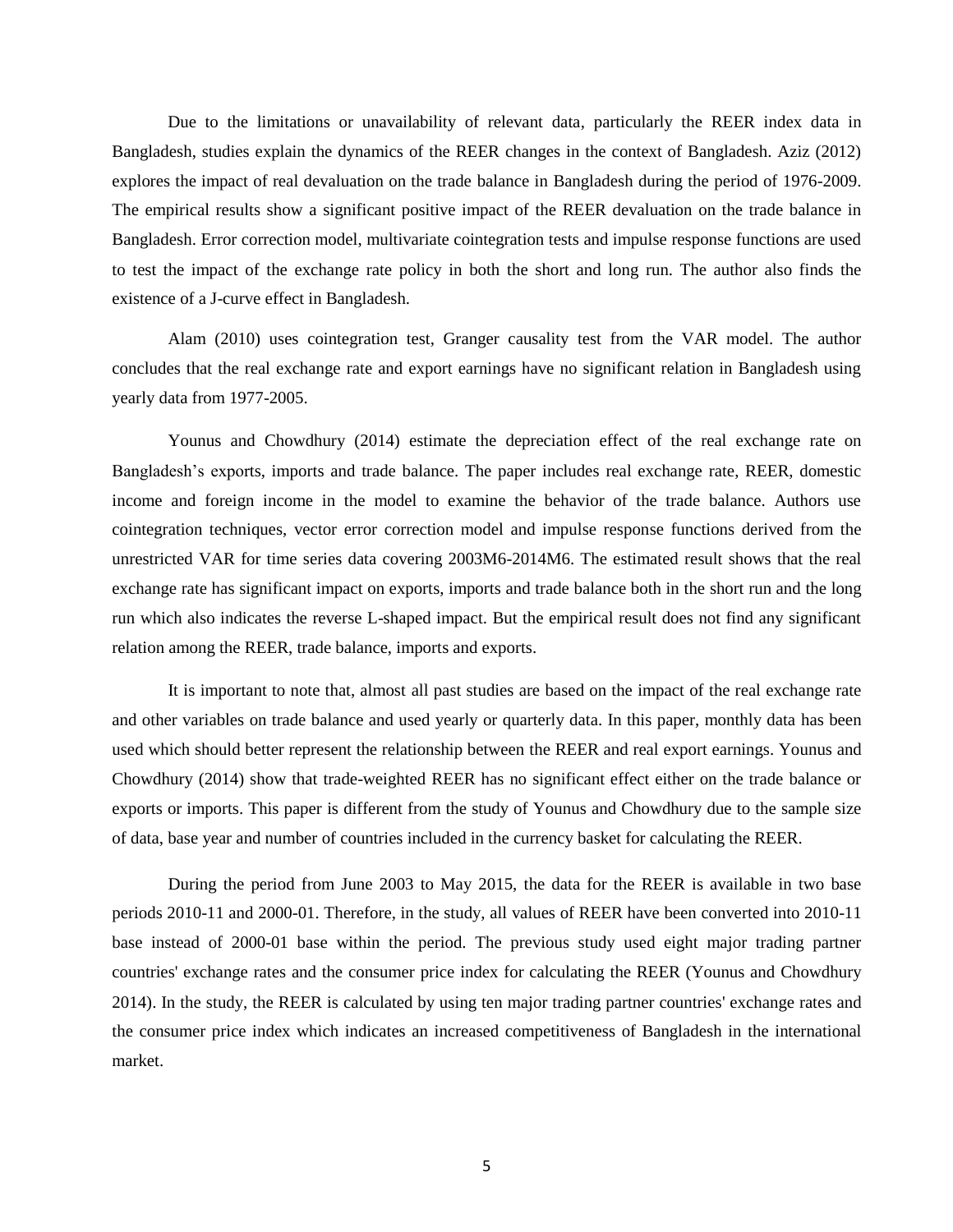Due to the limitations or unavailability of relevant data, particularly the REER index data in Bangladesh, studies explain the dynamics of the REER changes in the context of Bangladesh. Aziz (2012) explores the impact of real devaluation on the trade balance in Bangladesh during the period of 1976-2009. The empirical results show a significant positive impact of the REER devaluation on the trade balance in Bangladesh. Error correction model, multivariate cointegration tests and impulse response functions are used to test the impact of the exchange rate policy in both the short and long run. The author also finds the existence of a J-curve effect in Bangladesh.

Alam (2010) uses cointegration test, Granger causality test from the VAR model. The author concludes that the real exchange rate and export earnings have no significant relation in Bangladesh using yearly data from 1977-2005.

Younus and Chowdhury (2014) estimate the depreciation effect of the real exchange rate on Bangladesh's exports, imports and trade balance. The paper includes real exchange rate, REER, domestic income and foreign income in the model to examine the behavior of the trade balance. Authors use cointegration techniques, vector error correction model and impulse response functions derived from the unrestricted VAR for time series data covering 2003M6-2014M6. The estimated result shows that the real exchange rate has significant impact on exports, imports and trade balance both in the short run and the long run which also indicates the reverse L-shaped impact. But the empirical result does not find any significant relation among the REER, trade balance, imports and exports.

It is important to note that, almost all past studies are based on the impact of the real exchange rate and other variables on trade balance and used yearly or quarterly data. In this paper, monthly data has been used which should better represent the relationship between the REER and real export earnings. Younus and Chowdhury (2014) show that trade-weighted REER has no significant effect either on the trade balance or exports or imports. This paper is different from the study of Younus and Chowdhury due to the sample size of data, base year and number of countries included in the currency basket for calculating the REER.

During the period from June 2003 to May 2015, the data for the REER is available in two base periods 2010-11 and 2000-01. Therefore, in the study, all values of REER have been converted into 2010-11 base instead of 2000-01 base within the period. The previous study used eight major trading partner countries' exchange rates and the consumer price index for calculating the REER (Younus and Chowdhury 2014). In the study, the REER is calculated by using ten major trading partner countries' exchange rates and the consumer price index which indicates an increased competitiveness of Bangladesh in the international market.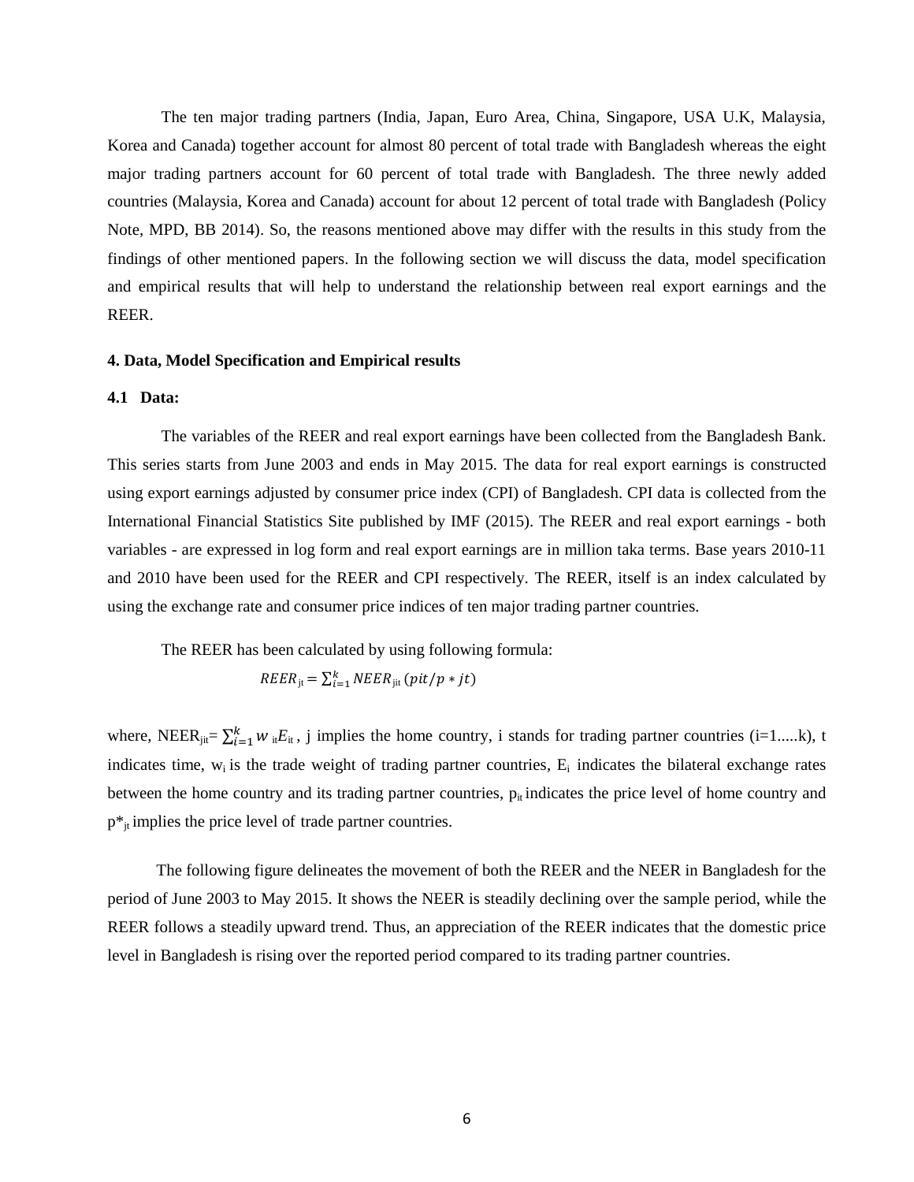The ten major trading partners (India, Japan, Euro Area, China, Singapore, USA U.K, Malaysia, Korea and Canada) together account for almost 80 percent of total trade with Bangladesh whereas the eight major trading partners account for 60 percent of total trade with Bangladesh. The three newly added countries (Malaysia, Korea and Canada) account for about 12 percent of total trade with Bangladesh (Policy Note, MPD, BB 2014). So, the reasons mentioned above may differ with the results in this study from the findings of other mentioned papers. In the following section we will discuss the data, model specification and empirical results that will help to understand the relationship between real export earnings and the REER.

#### 4. Data, Model Specification and Empirical results

#### 4.1 Data:

The variables of the REER and real export earnings have been collected from the Bangladesh Bank. This series starts from June 2003 and ends in May 2015. The data for real export earnings is constructed using export earnings adjusted by consumer price index (CPI) of Bangladesh. CPI data is collected from the International Financial Statistics Site published by IMF (2015). The REER and real export earnings - both variables - are expressed in log form and real export earnings are in million taka terms. Base years 2010-11 and 2010 have been used for the REER and CPI respectively. The REER, itself is an index calculated by using the exchange rate and consumer price indices of ten major trading partner countries.

The REER has been calculated by using following formula:

$$REER_{jt} = \sum_{i=1}^{k} NEER_{jit}\,(pit/p*jt)$$

where, $NEER_{jit} = \sum_{i=1}^{k} w_{it}E_{it}$, j implies the home country, i stands for trading partner countries (i=1.....k), t indicates time, $w_i$ is the trade weight of trading partner countries, $E_i$ indicates the bilateral exchange rates between the home country and its trading partner countries, $p_{it}$ indicates the price level of home country and $p*_{jt}$ implies the price level of trade partner countries.

The following figure delineates the movement of both the REER and the NEER in Bangladesh for the period of June 2003 to May 2015. It shows the NEER is steadily declining over the sample period, while the REER follows a steadily upward trend. Thus, an appreciation of the REER indicates that the domestic price level in Bangladesh is rising over the reported period compared to its trading partner countries.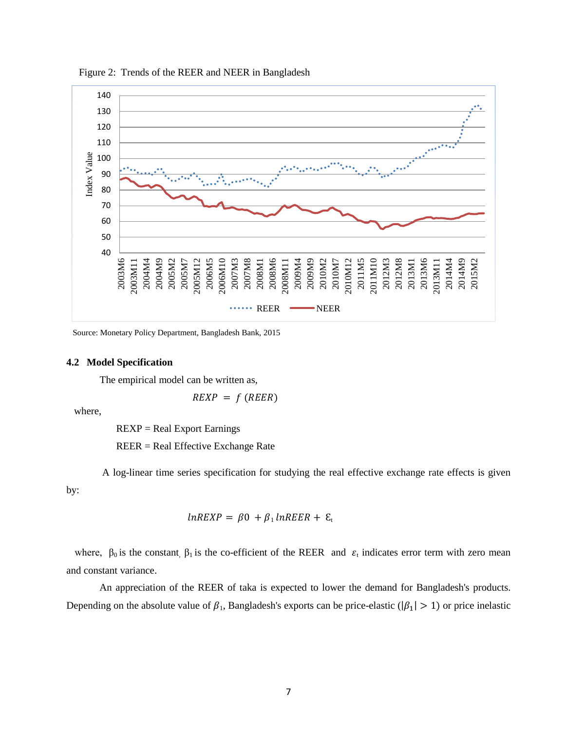Figure 2: Trends of the REER and NEER in Bangladesh

Source: Monetary Policy Department, Bangladesh Bank, 2015

### 4.2 Model Specification

The empirical model can be written as,

$$REXP = f\ (REER)$$

where,

REXP = Real Export Earnings

REER = Real Effective Exchange Rate

A log-linear time series specification for studying the real effective exchange rate effects is given by:

$$lnREXP = \beta 0 + \beta_1 lnREER + \varepsilon_t$$

where, $\beta_0$ is the constant, $\beta_1$ is the co-efficient of the REER and $\varepsilon_t$ indicates error term with zero mean and constant variance.

An appreciation of the REER of taka is expected to lower the demand for Bangladesh's products. Depending on the absolute value of $\beta_1$, Bangladesh's exports can be price-elastic ($|\beta_1| > 1$) or price inelastic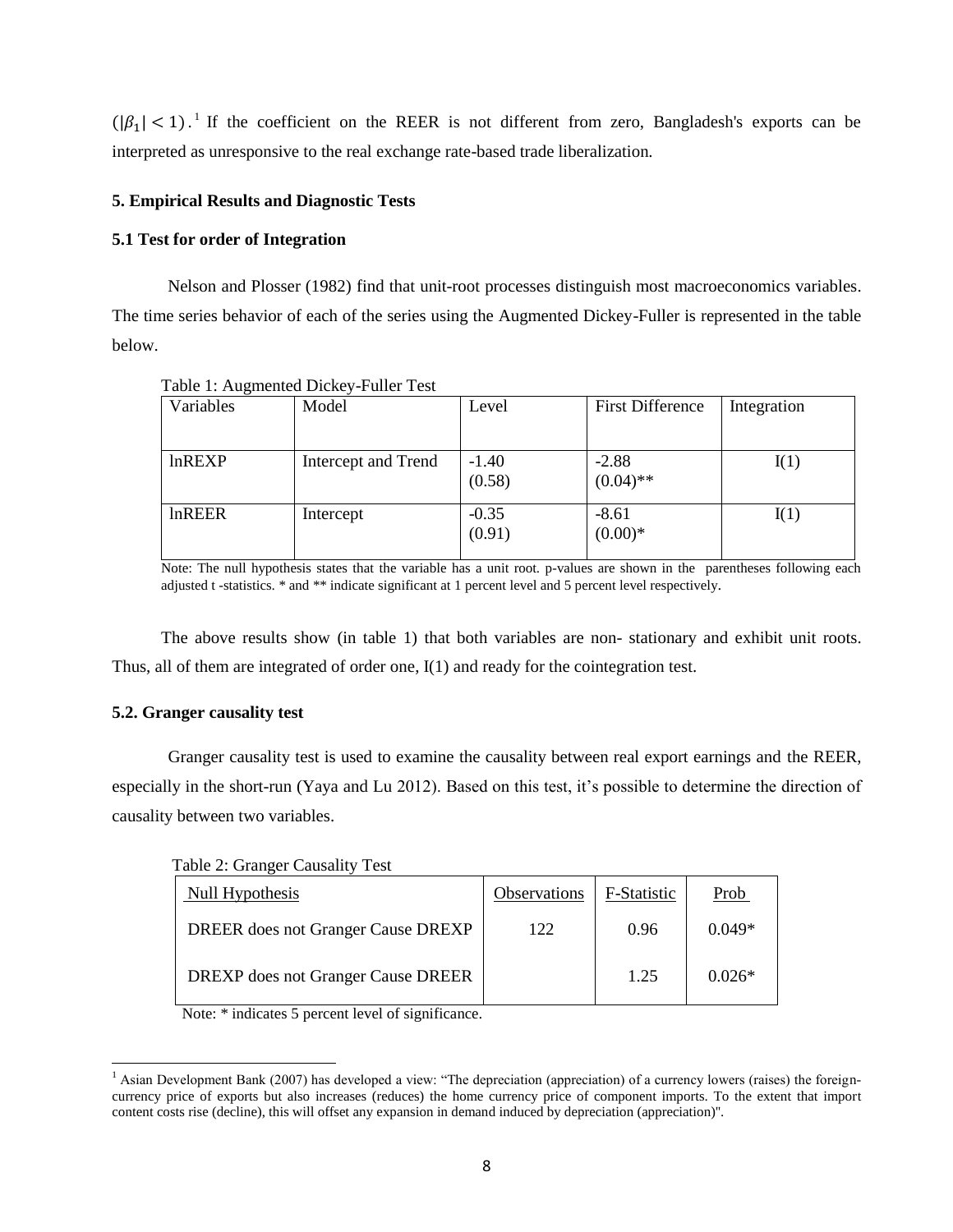$(|\beta_1| < 1)$.[1] If the coefficient on the REER is not different from zero, Bangladesh's exports can be interpreted as unresponsive to the real exchange rate-based trade liberalization.

### 5. Empirical Results and Diagnostic Tests

### 5.1 Test for order of Integration

Nelson and Plosser (1982) find that unit-root processes distinguish most macroeconomics variables. The time series behavior of each of the series using the Augmented Dickey-Fuller is represented in the table below.

Table 1: Augmented Dickey-Fuller Test

| Variables | Model | Level | First Difference | Integration |
|---|---|---|---|---|
| lnREXP | Intercept and Trend | -1.40 (0.58) | -2.88 (0.04)** | I(1) |
| lnREER | Intercept | -0.35 (0.91) | -8.61 (0.00)* | I(1) |

Note: The null hypothesis states that the variable has a unit root. p-values are shown in the parentheses following each adjusted t -statistics. * and ** indicate significant at 1 percent level and 5 percent level respectively.

The above results show (in table 1) that both variables are non- stationary and exhibit unit roots. Thus, all of them are integrated of order one, I(1) and ready for the cointegration test.

### 5.2. Granger causality test

Granger causality test is used to examine the causality between real export earnings and the REER, especially in the short-run (Yaya and Lu 2012). Based on this test, it's possible to determine the direction of causality between two variables.

Table 2: Granger Causality Test

| Null Hypothesis | Observations | F-Statistic | Prob |
|---|---|---|---|
| DREER does not Granger Cause DREXP | 122 | 0.96 | 0.049* |
| DREXP does not Granger Cause DREER | | 1.25 | 0.026* |

Note: * indicates 5 percent level of significance.

[1] Asian Development Bank (2007) has developed a view: "The depreciation (appreciation) of a currency lowers (raises) the foreign-currency price of exports but also increases (reduces) the home currency price of component imports. To the extent that import content costs rise (decline), this will offset any expansion in demand induced by depreciation (appreciation)".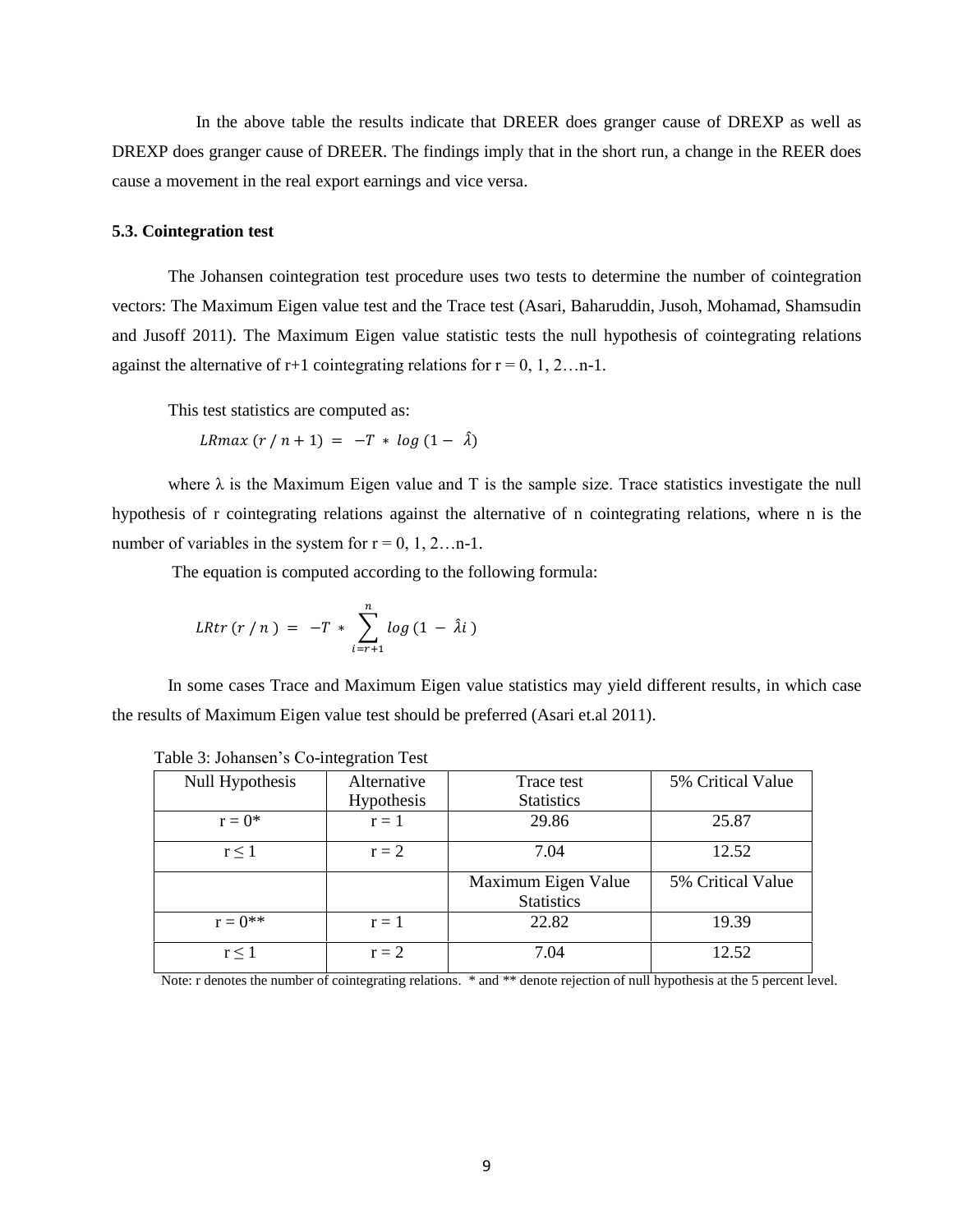In the above table the results indicate that DREER does granger cause of DREXP as well as DREXP does granger cause of DREER. The findings imply that in the short run, a change in the REER does cause a movement in the real export earnings and vice versa.

### 5.3. Cointegration test

The Johansen cointegration test procedure uses two tests to determine the number of cointegration vectors: The Maximum Eigen value test and the Trace test (Asari, Baharuddin, Jusoh, Mohamad, Shamsudin and Jusoff 2011). The Maximum Eigen value statistic tests the null hypothesis of cointegrating relations against the alternative of r+1 cointegrating relations for r = 0, 1, 2…n-1.

This test statistics are computed as:

$$LRmax\ (r\ /\ n+1)\ =\ -T\ *\ log\ (1-\ \hat{\lambda})$$

where λ is the Maximum Eigen value and T is the sample size. Trace statistics investigate the null hypothesis of r cointegrating relations against the alternative of n cointegrating relations, where n is the number of variables in the system for r = 0, 1, 2…n-1.

The equation is computed according to the following formula:

$$LRtr\ (r\ /\ n\ )\ =\ -T\ *\ \sum_{i=r+1}^{n} log\ (1\ -\ \hat{\lambda}i\ )$$

In some cases Trace and Maximum Eigen value statistics may yield different results, in which case the results of Maximum Eigen value test should be preferred (Asari et.al 2011).

Table 3: Johansen's Co-integration Test

| Null Hypothesis | Alternative Hypothesis | Trace test Statistics | 5% Critical Value |
|---|---|---|---|
| r = 0* | r = 1 | 29.86 | 25.87 |
| r ≤ 1 | r = 2 | 7.04 | 12.52 |
| | | Maximum Eigen Value Statistics | 5% Critical Value |
| r = 0** | r = 1 | 22.82 | 19.39 |
| r ≤ 1 | r = 2 | 7.04 | 12.52 |

Note: r denotes the number of cointegrating relations. * and ** denote rejection of null hypothesis at the 5 percent level.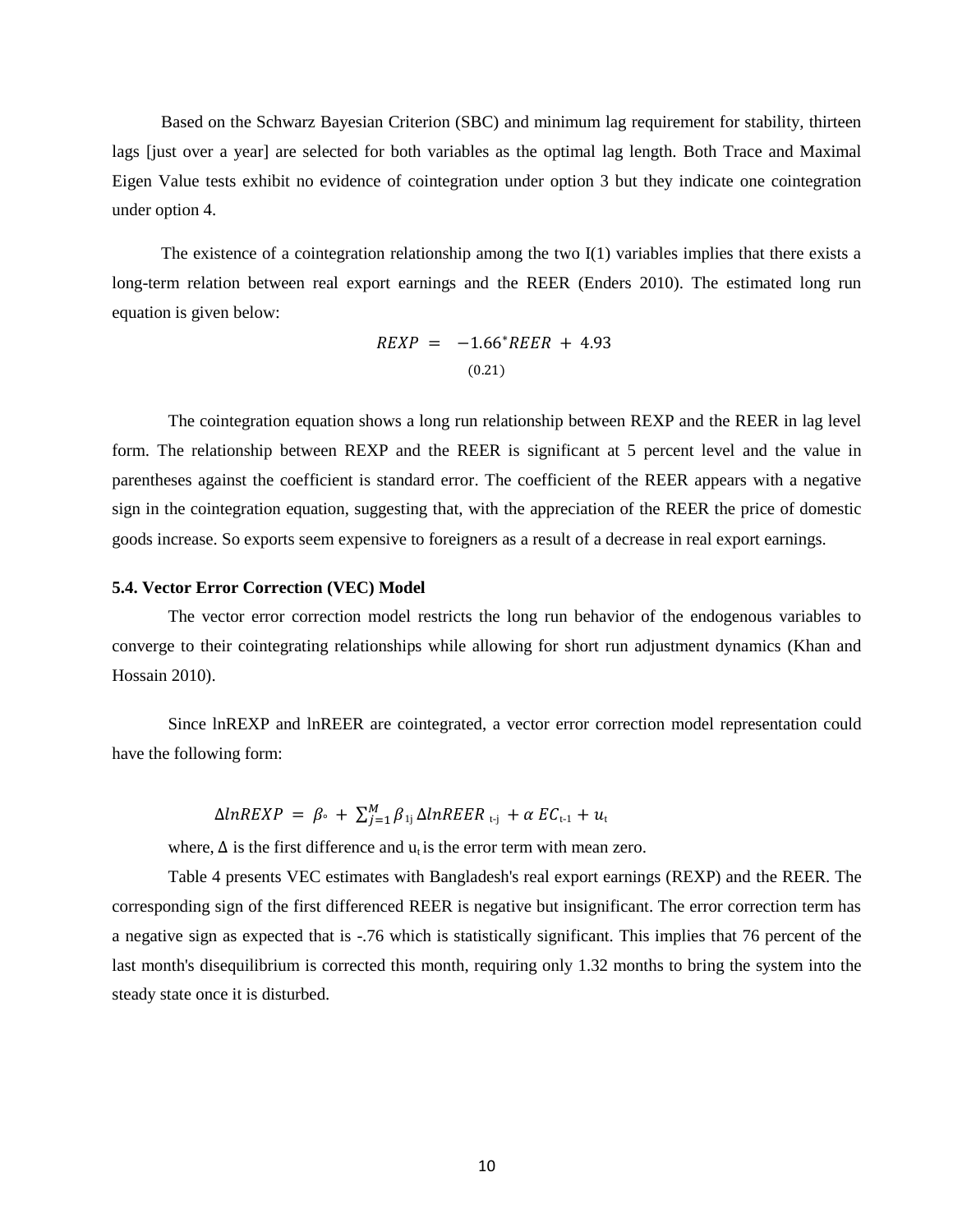Based on the Schwarz Bayesian Criterion (SBC) and minimum lag requirement for stability, thirteen lags [just over a year] are selected for both variables as the optimal lag length. Both Trace and Maximal Eigen Value tests exhibit no evidence of cointegration under option 3 but they indicate one cointegration under option 4.

The existence of a cointegration relationship among the two I(1) variables implies that there exists a long-term relation between real export earnings and the REER (Enders 2010). The estimated long run equation is given below:

$$REXP = \underset{(0.21)}{-1.66^{*}}REER + 4.93$$

The cointegration equation shows a long run relationship between REXP and the REER in lag level form. The relationship between REXP and the REER is significant at 5 percent level and the value in parentheses against the coefficient is standard error. The coefficient of the REER appears with a negative sign in the cointegration equation, suggesting that, with the appreciation of the REER the price of domestic goods increase. So exports seem expensive to foreigners as a result of a decrease in real export earnings.

### 5.4. Vector Error Correction (VEC) Model

The vector error correction model restricts the long run behavior of the endogenous variables to converge to their cointegrating relationships while allowing for short run adjustment dynamics (Khan and Hossain 2010).

Since lnREXP and lnREER are cointegrated, a vector error correction model representation could have the following form:

$$\Delta lnREXP = \beta_{\circ} + \sum_{j=1}^{M} \beta_{1j} \Delta lnREER_{t-j} + \alpha EC_{t-1} + u_t$$

where, $\Delta$ is the first difference and $u_t$ is the error term with mean zero.

Table 4 presents VEC estimates with Bangladesh's real export earnings (REXP) and the REER. The corresponding sign of the first differenced REER is negative but insignificant. The error correction term has a negative sign as expected that is -.76 which is statistically significant. This implies that 76 percent of the last month's disequilibrium is corrected this month, requiring only 1.32 months to bring the system into the steady state once it is disturbed.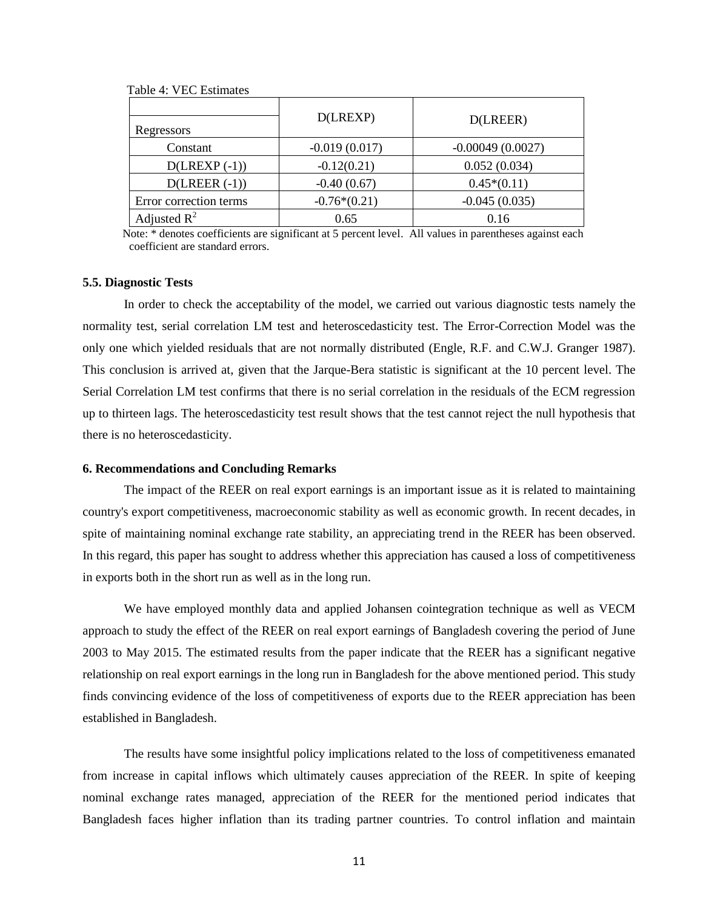Table 4: VEC Estimates

| Regressors | D(LREXP) | D(LREER) |
|---|---|---|
| Constant | -0.019 (0.017) | -0.00049 (0.0027) |
| D(LREXP (-1)) | -0.12(0.21) | 0.052 (0.034) |
| D(LREER (-1)) | -0.40 (0.67) | 0.45*(0.11) |
| Error correction terms | -0.76*(0.21) | -0.045 (0.035) |
| Adjusted $R^2$ | 0.65 | 0.16 |

Note: * denotes coefficients are significant at 5 percent level. All values in parentheses against each coefficient are standard errors.

### 5.5. Diagnostic Tests

In order to check the acceptability of the model, we carried out various diagnostic tests namely the normality test, serial correlation LM test and heteroscedasticity test. The Error-Correction Model was the only one which yielded residuals that are not normally distributed (Engle, R.F. and C.W.J. Granger 1987). This conclusion is arrived at, given that the Jarque-Bera statistic is significant at the 10 percent level. The Serial Correlation LM test confirms that there is no serial correlation in the residuals of the ECM regression up to thirteen lags. The heteroscedasticity test result shows that the test cannot reject the null hypothesis that there is no heteroscedasticity.

## 6. Recommendations and Concluding Remarks

The impact of the REER on real export earnings is an important issue as it is related to maintaining country's export competitiveness, macroeconomic stability as well as economic growth. In recent decades, in spite of maintaining nominal exchange rate stability, an appreciating trend in the REER has been observed. In this regard, this paper has sought to address whether this appreciation has caused a loss of competitiveness in exports both in the short run as well as in the long run.

We have employed monthly data and applied Johansen cointegration technique as well as VECM approach to study the effect of the REER on real export earnings of Bangladesh covering the period of June 2003 to May 2015. The estimated results from the paper indicate that the REER has a significant negative relationship on real export earnings in the long run in Bangladesh for the above mentioned period. This study finds convincing evidence of the loss of competitiveness of exports due to the REER appreciation has been established in Bangladesh.

The results have some insightful policy implications related to the loss of competitiveness emanated from increase in capital inflows which ultimately causes appreciation of the REER. In spite of keeping nominal exchange rates managed, appreciation of the REER for the mentioned period indicates that Bangladesh faces higher inflation than its trading partner countries. To control inflation and maintain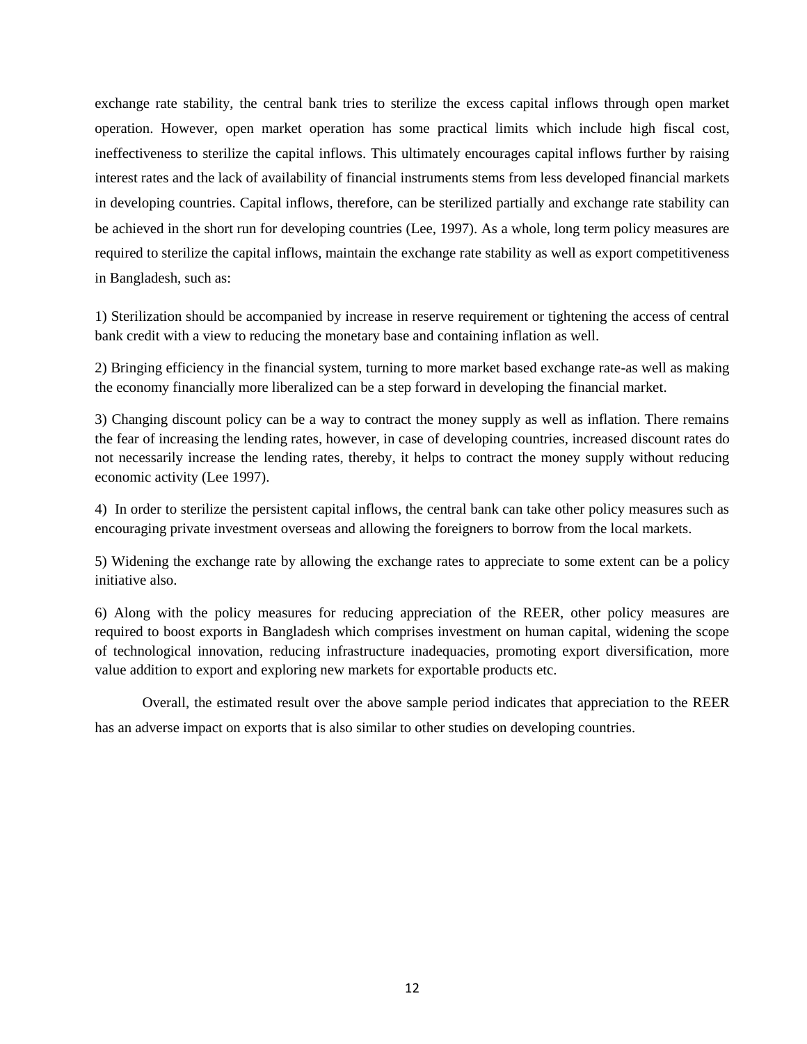exchange rate stability, the central bank tries to sterilize the excess capital inflows through open market operation. However, open market operation has some practical limits which include high fiscal cost, ineffectiveness to sterilize the capital inflows. This ultimately encourages capital inflows further by raising interest rates and the lack of availability of financial instruments stems from less developed financial markets in developing countries. Capital inflows, therefore, can be sterilized partially and exchange rate stability can be achieved in the short run for developing countries (Lee, 1997). As a whole, long term policy measures are required to sterilize the capital inflows, maintain the exchange rate stability as well as export competitiveness in Bangladesh, such as:

1) Sterilization should be accompanied by increase in reserve requirement or tightening the access of central bank credit with a view to reducing the monetary base and containing inflation as well.

2) Bringing efficiency in the financial system, turning to more market based exchange rate-as well as making the economy financially more liberalized can be a step forward in developing the financial market.

3) Changing discount policy can be a way to contract the money supply as well as inflation. There remains the fear of increasing the lending rates, however, in case of developing countries, increased discount rates do not necessarily increase the lending rates, thereby, it helps to contract the money supply without reducing economic activity (Lee 1997).

4) In order to sterilize the persistent capital inflows, the central bank can take other policy measures such as encouraging private investment overseas and allowing the foreigners to borrow from the local markets.

5) Widening the exchange rate by allowing the exchange rates to appreciate to some extent can be a policy initiative also.

6) Along with the policy measures for reducing appreciation of the REER, other policy measures are required to boost exports in Bangladesh which comprises investment on human capital, widening the scope of technological innovation, reducing infrastructure inadequacies, promoting export diversification, more value addition to export and exploring new markets for exportable products etc.

Overall, the estimated result over the above sample period indicates that appreciation to the REER has an adverse impact on exports that is also similar to other studies on developing countries.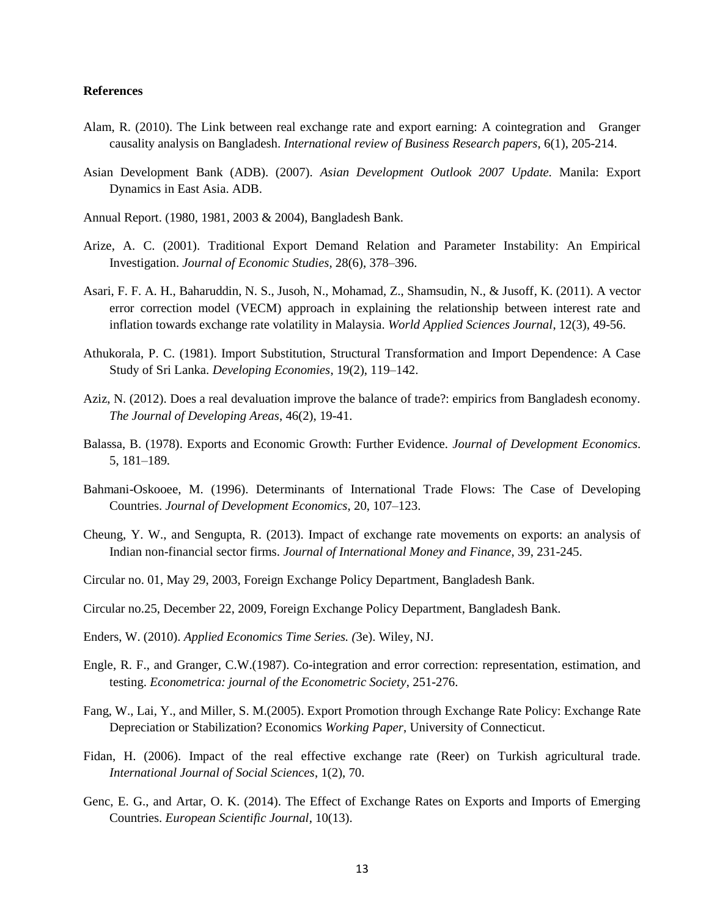**References**

Alam, R. (2010). The Link between real exchange rate and export earning: A cointegration and Granger causality analysis on Bangladesh. *International review of Business Research papers*, 6(1), 205-214.

Asian Development Bank (ADB). (2007). *Asian Development Outlook 2007 Update*. Manila: Export Dynamics in East Asia. ADB.

Annual Report. (1980, 1981, 2003 & 2004), Bangladesh Bank.

Arize, A. C. (2001). Traditional Export Demand Relation and Parameter Instability: An Empirical Investigation. *Journal of Economic Studies*, 28(6), 378–396.

Asari, F. F. A. H., Baharuddin, N. S., Jusoh, N., Mohamad, Z., Shamsudin, N., & Jusoff, K. (2011). A vector error correction model (VECM) approach in explaining the relationship between interest rate and inflation towards exchange rate volatility in Malaysia. *World Applied Sciences Journal*, 12(3), 49-56.

Athukorala, P. C. (1981). Import Substitution, Structural Transformation and Import Dependence: A Case Study of Sri Lanka. *Developing Economies*, 19(2), 119–142.

Aziz, N. (2012). Does a real devaluation improve the balance of trade?: empirics from Bangladesh economy. *The Journal of Developing Areas*, 46(2), 19-41.

Balassa, B. (1978). Exports and Economic Growth: Further Evidence. *Journal of Development Economics*. 5, 181–189.

Bahmani-Oskooee, M. (1996). Determinants of International Trade Flows: The Case of Developing Countries. *Journal of Development Economics*, 20, 107–123.

Cheung, Y. W., and Sengupta, R. (2013). Impact of exchange rate movements on exports: an analysis of Indian non-financial sector firms. *Journal of International Money and Finance*, 39, 231-245.

Circular no. 01, May 29, 2003, Foreign Exchange Policy Department, Bangladesh Bank.

Circular no.25, December 22, 2009, Foreign Exchange Policy Department, Bangladesh Bank.

Enders, W. (2010). *Applied Economics Time Series. (*3e). Wiley, NJ.

Engle, R. F., and Granger, C.W.(1987). Co-integration and error correction: representation, estimation, and testing. *Econometrica: journal of the Econometric Society*, 251-276.

Fang, W., Lai, Y., and Miller, S. M.(2005). Export Promotion through Exchange Rate Policy: Exchange Rate Depreciation or Stabilization? Economics *Working Paper*, University of Connecticut.

Fidan, H. (2006). Impact of the real effective exchange rate (Reer) on Turkish agricultural trade. *International Journal of Social Sciences*, 1(2), 70.

Genc, E. G., and Artar, O. K. (2014). The Effect of Exchange Rates on Exports and Imports of Emerging Countries. *European Scientific Journal*, 10(13).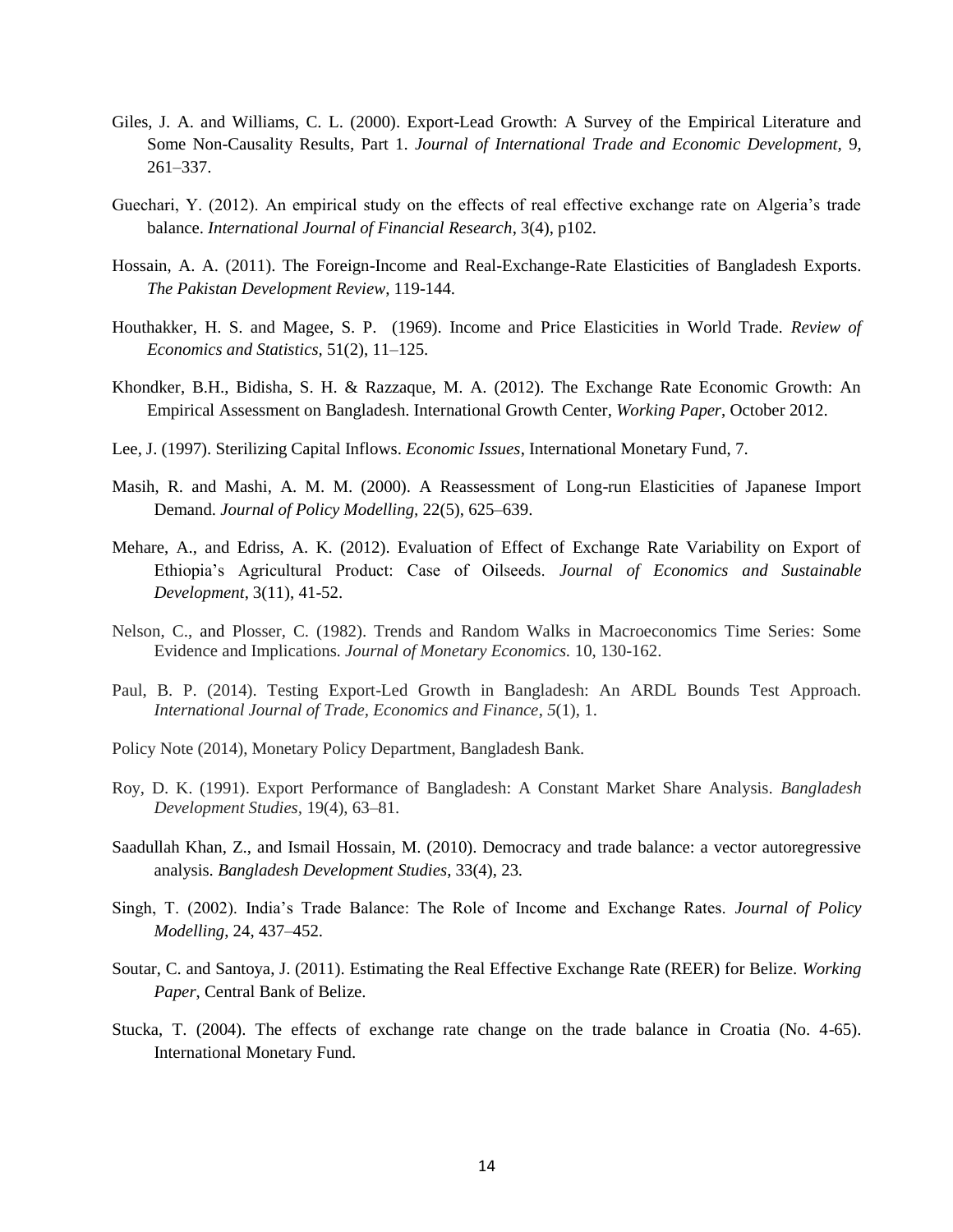Giles, J. A. and Williams, C. L. (2000). Export-Lead Growth: A Survey of the Empirical Literature and Some Non-Causality Results, Part 1. *Journal of International Trade and Economic Development*, 9, 261–337.

Guechari, Y. (2012). An empirical study on the effects of real effective exchange rate on Algeria's trade balance. *International Journal of Financial Research*, 3(4), p102.

Hossain, A. A. (2011). The Foreign-Income and Real-Exchange-Rate Elasticities of Bangladesh Exports. *The Pakistan Development Review*, 119-144.

Houthakker, H. S. and Magee, S. P. (1969). Income and Price Elasticities in World Trade. *Review of Economics and Statistics*, 51(2), 11–125.

Khondker, B.H., Bidisha, S. H. & Razzaque, M. A. (2012). The Exchange Rate Economic Growth: An Empirical Assessment on Bangladesh. International Growth Center, *Working Paper*, October 2012.

Lee, J. (1997). Sterilizing Capital Inflows. *Economic Issues*, International Monetary Fund, 7.

Masih, R. and Mashi, A. M. M. (2000). A Reassessment of Long-run Elasticities of Japanese Import Demand. *Journal of Policy Modelling*, 22(5), 625–639.

Mehare, A., and Edriss, A. K. (2012). Evaluation of Effect of Exchange Rate Variability on Export of Ethiopia's Agricultural Product: Case of Oilseeds. *Journal of Economics and Sustainable Development*, 3(11), 41-52.

Nelson, C., and Plosser, C. (1982). Trends and Random Walks in Macroeconomics Time Series: Some Evidence and Implications. *Journal of Monetary Economics.* 10, 130-162.

Paul, B. P. (2014). Testing Export-Led Growth in Bangladesh: An ARDL Bounds Test Approach. *International Journal of Trade, Economics and Finance*, *5*(1), 1.

Policy Note (2014), Monetary Policy Department, Bangladesh Bank.

Roy, D. K. (1991). Export Performance of Bangladesh: A Constant Market Share Analysis. *Bangladesh Development Studies*, 19(4), 63–81.

Saadullah Khan, Z., and Ismail Hossain, M. (2010). Democracy and trade balance: a vector autoregressive analysis. *Bangladesh Development Studies*, 33(4), 23.

Singh, T. (2002). India's Trade Balance: The Role of Income and Exchange Rates. *Journal of Policy Modelling*, 24, 437–452.

Soutar, C. and Santoya, J. (2011). Estimating the Real Effective Exchange Rate (REER) for Belize. *Working Paper*, Central Bank of Belize.

Stucka, T. (2004). The effects of exchange rate change on the trade balance in Croatia (No. 4-65). International Monetary Fund.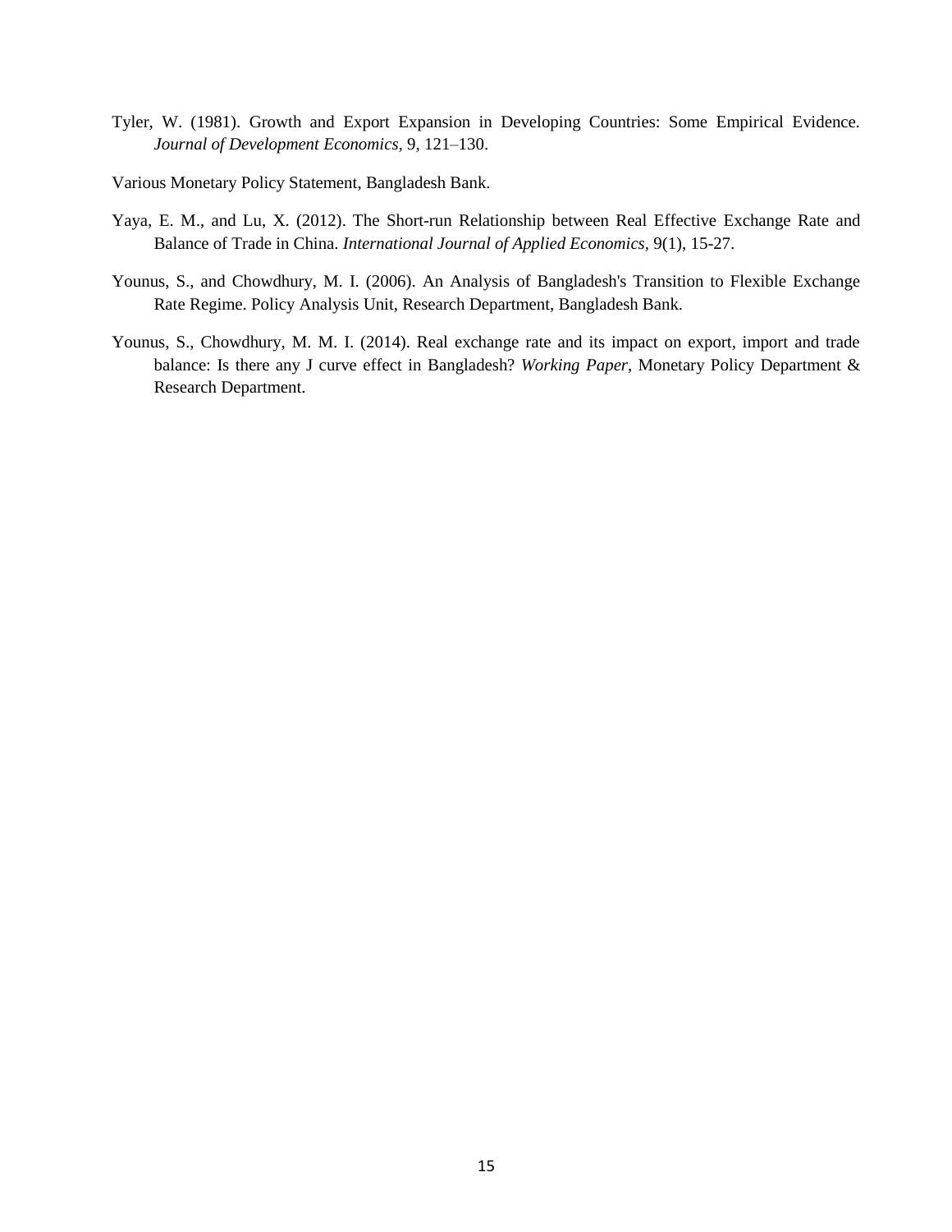Tyler, W. (1981). Growth and Export Expansion in Developing Countries: Some Empirical Evidence. *Journal of Development Economics*, 9, 121–130.

Various Monetary Policy Statement, Bangladesh Bank.

Yaya, E. M., and Lu, X. (2012). The Short-run Relationship between Real Effective Exchange Rate and Balance of Trade in China. *International Journal of Applied Economics*, 9(1), 15-27.

Younus, S., and Chowdhury, M. I. (2006). An Analysis of Bangladesh's Transition to Flexible Exchange Rate Regime. Policy Analysis Unit, Research Department, Bangladesh Bank.

Younus, S., Chowdhury, M. M. I. (2014). Real exchange rate and its impact on export, import and trade balance: Is there any J curve effect in Bangladesh? *Working Paper*, Monetary Policy Department & Research Department.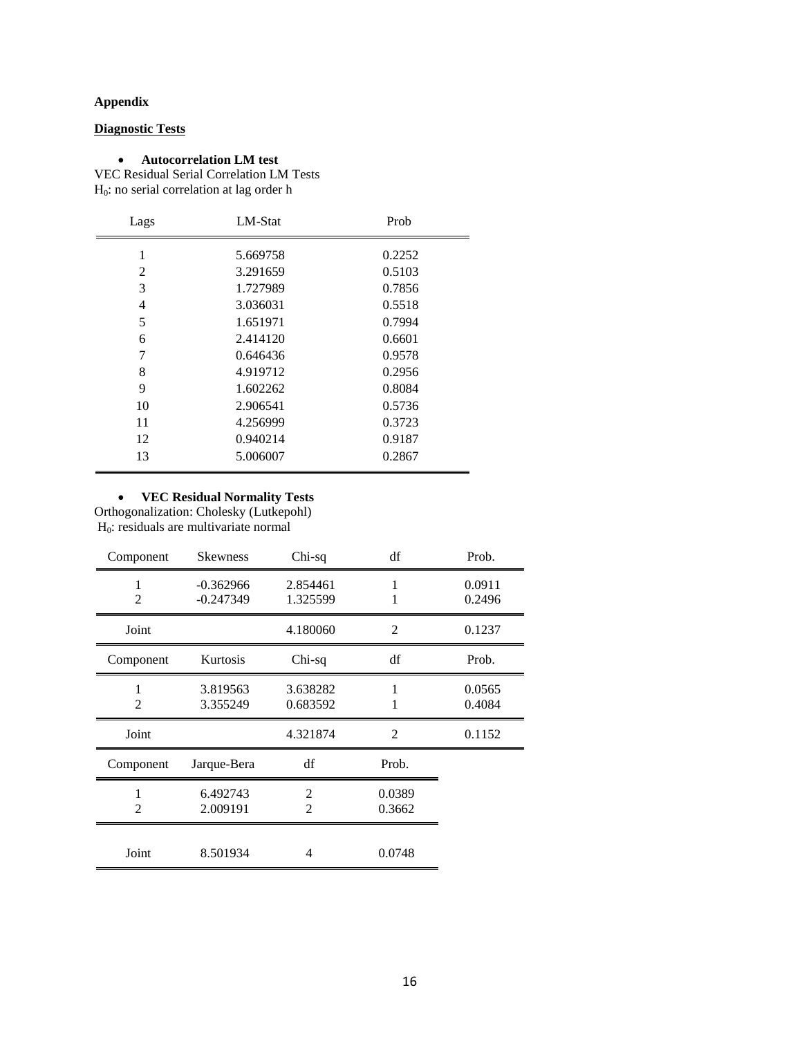**Appendix**

**Diagnostic Tests**

- **Autocorrelation LM test**

VEC Residual Serial Correlation LM Tests
$H_0$: no serial correlation at lag order h

| Lags | LM-Stat | Prob |
|---|---|---|
| 1 | 5.669758 | 0.2252 |
| 2 | 3.291659 | 0.5103 |
| 3 | 1.727989 | 0.7856 |
| 4 | 3.036031 | 0.5518 |
| 5 | 1.651971 | 0.7994 |
| 6 | 2.414120 | 0.6601 |
| 7 | 0.646436 | 0.9578 |
| 8 | 4.919712 | 0.2956 |
| 9 | 1.602262 | 0.8084 |
| 10 | 2.906541 | 0.5736 |
| 11 | 4.256999 | 0.3723 |
| 12 | 0.940214 | 0.9187 |
| 13 | 5.006007 | 0.2867 |

- **VEC Residual Normality Tests**

Orthogonalization: Cholesky (Lutkepohl)
$H_0$: residuals are multivariate normal

| Component | Skewness | Chi-sq | df | Prob. |
|---|---|---|---|---|
| 1 | -0.362966 | 2.854461 | 1 | 0.0911 |
| 2 | -0.247349 | 1.325599 | 1 | 0.2496 |
| Joint | | 4.180060 | 2 | 0.1237 |
| **Component** | **Kurtosis** | **Chi-sq** | **df** | **Prob.** |
| 1 | 3.819563 | 3.638282 | 1 | 0.0565 |
| 2 | 3.355249 | 0.683592 | 1 | 0.4084 |
| Joint | | 4.321874 | 2 | 0.1152 |

| Component | Jarque-Bera | df | Prob. |
|---|---|---|---|
| 1 | 6.492743 | 2 | 0.0389 |
| 2 | 2.009191 | 2 | 0.3662 |
| Joint | 8.501934 | 4 | 0.0748 |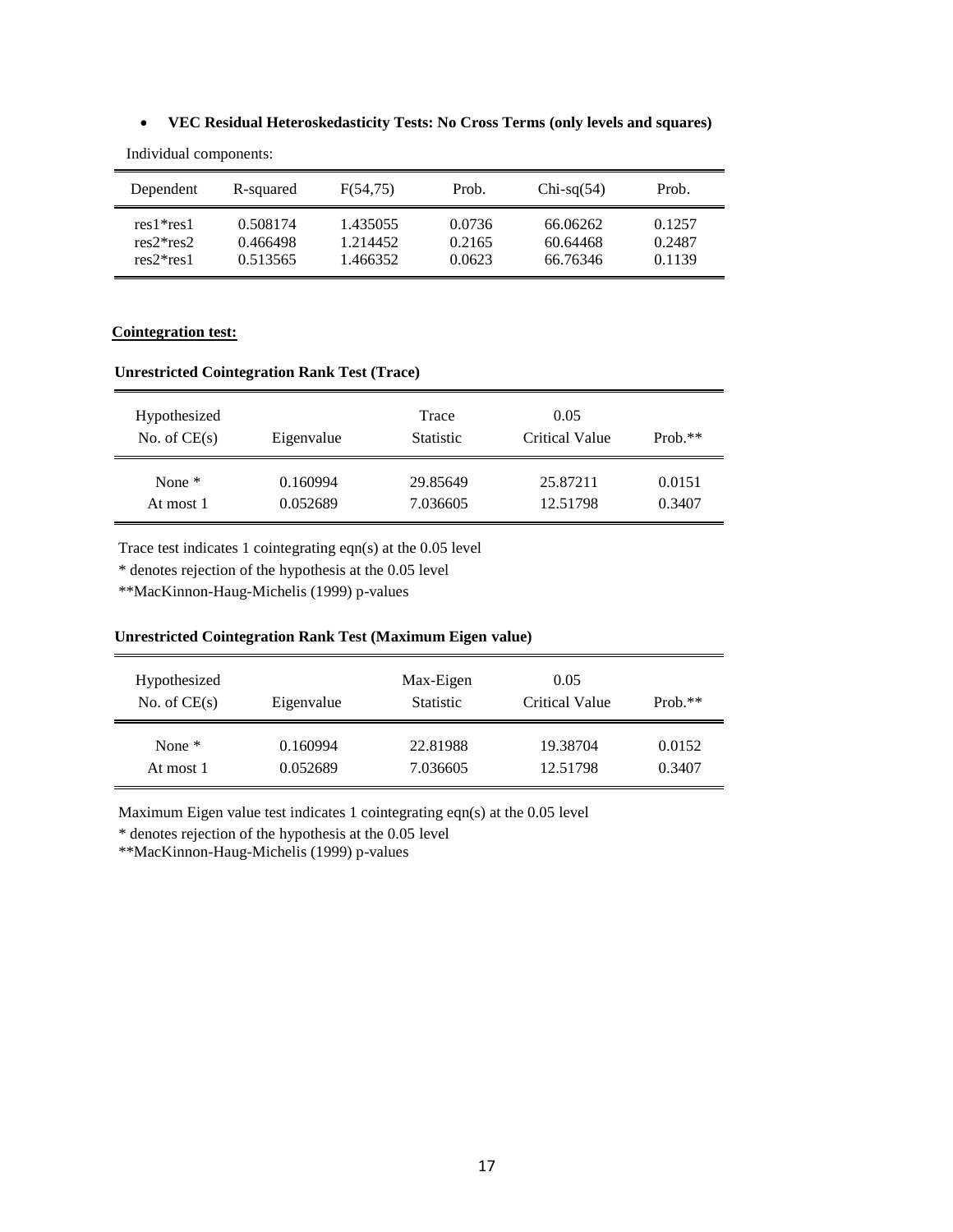- **VEC Residual Heteroskedasticity Tests: No Cross Terms (only levels and squares)**

Individual components:

| Dependent | R-squared | F(54,75) | Prob. | Chi-sq(54) | Prob. |
|---|---|---|---|---|---|
| res1*res1 | 0.508174 | 1.435055 | 0.0736 | 66.06262 | 0.1257 |
| res2*res2 | 0.466498 | 1.214452 | 0.2165 | 60.64468 | 0.2487 |
| res2*res1 | 0.513565 | 1.466352 | 0.0623 | 66.76346 | 0.1139 |

**Cointegration test:**

**Unrestricted Cointegration Rank Test (Trace)**

| Hypothesized No. of CE(s) | Eigenvalue | Trace Statistic | 0.05 Critical Value | Prob.** |
|---|---|---|---|---|
| None * | 0.160994 | 29.85649 | 25.87211 | 0.0151 |
| At most 1 | 0.052689 | 7.036605 | 12.51798 | 0.3407 |

Trace test indicates 1 cointegrating eqn(s) at the 0.05 level

* denotes rejection of the hypothesis at the 0.05 level

**MacKinnon-Haug-Michelis (1999) p-values

**Unrestricted Cointegration Rank Test (Maximum Eigen value)**

| Hypothesized No. of CE(s) | Eigenvalue | Max-Eigen Statistic | 0.05 Critical Value | Prob.** |
|---|---|---|---|---|
| None * | 0.160994 | 22.81988 | 19.38704 | 0.0152 |
| At most 1 | 0.052689 | 7.036605 | 12.51798 | 0.3407 |

Maximum Eigen value test indicates 1 cointegrating eqn(s) at the 0.05 level

* denotes rejection of the hypothesis at the 0.05 level

**MacKinnon-Haug-Michelis (1999) p-values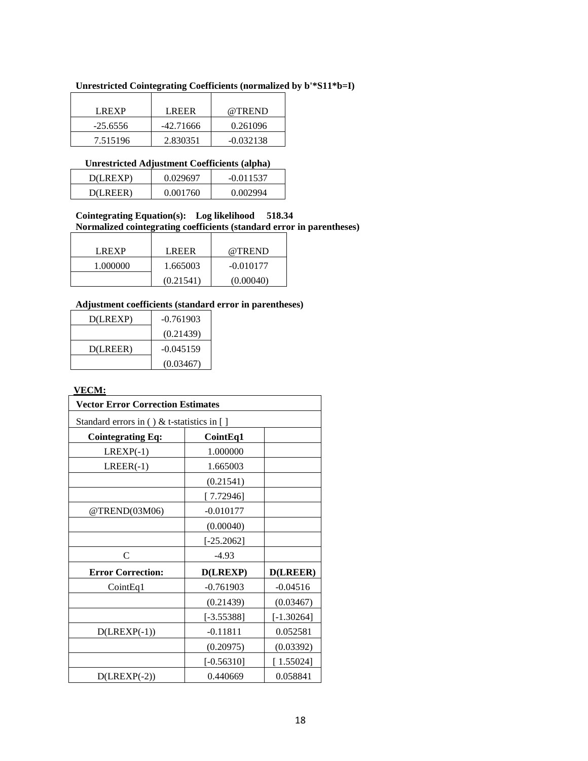**Unrestricted Cointegrating Coefficients (normalized by b'*S11*b=I)**

| LREXP | LREER | @TREND |
|---|---|---|
| -25.6556 | -42.71666 | 0.261096 |
| 7.515196 | 2.830351 | -0.032138 |

**Unrestricted Adjustment Coefficients (alpha)**

| | | |
|---|---|---|
| D(LREXP) | 0.029697 | -0.011537 |
| D(LREER) | 0.001760 | 0.002994 |

**Cointegrating Equation(s): Log likelihood 518.34**
**Normalized cointegrating coefficients (standard error in parentheses)**

| LREXP | LREER | @TREND |
|---|---|---|
| 1.000000 | 1.665003 | -0.010177 |
| | (0.21541) | (0.00040) |

**Adjustment coefficients (standard error in parentheses)**

| | |
|---|---|
| D(LREXP) | -0.761903 |
| | (0.21439) |
| D(LREER) | -0.045159 |
| | (0.03467) |

**VECM:**

| **Vector Error Correction Estimates** | | |
|---|---|---|
| Standard errors in ( ) & t-statistics in [ ] | | |
| **Cointegrating Eq:** | **CointEq1** | |
| LREXP(-1) | 1.000000 | |
| LREER(-1) | 1.665003 | |
| | (0.21541) | |
| | [ 7.72946] | |
| @TREND(03M06) | -0.010177 | |
| | (0.00040) | |
| | [-25.2062] | |
| C | -4.93 | |
| **Error Correction:** | **D(LREXP)** | **D(LREER)** |
| CointEq1 | -0.761903 | -0.04516 |
| | (0.21439) | (0.03467) |
| | [-3.55388] | [-1.30264] |
| D(LREXP(-1)) | -0.11811 | 0.052581 |
| | (0.20975) | (0.03392) |
| | [-0.56310] | [ 1.55024] |
| D(LREXP(-2)) | 0.440669 | 0.058841 |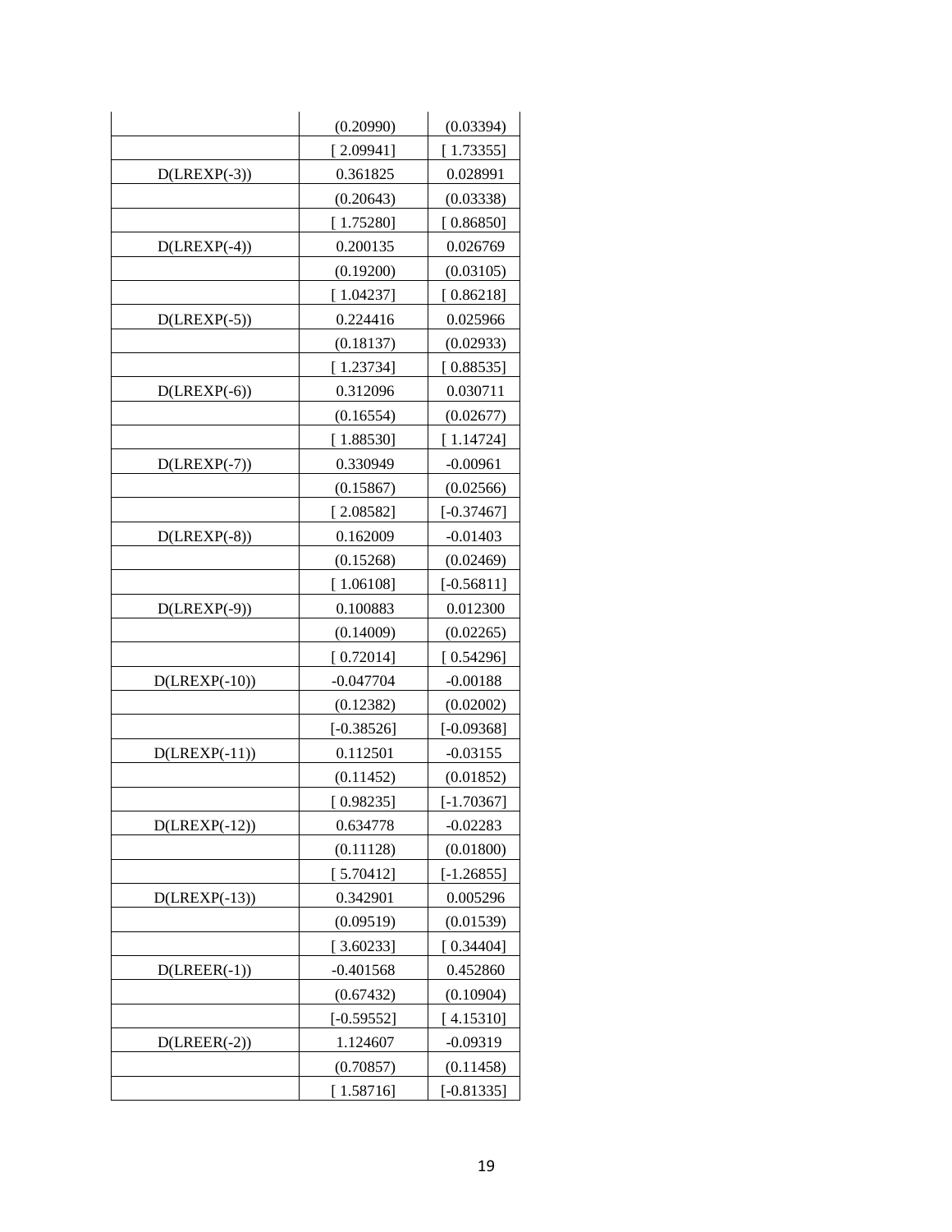| | | |
|---|---|---|
| | (0.20990) | (0.03394) |
| | [ 2.09941] | [ 1.73355] |
| D(LREXP(-3)) | 0.361825 | 0.028991 |
| | (0.20643) | (0.03338) |
| | [ 1.75280] | [ 0.86850] |
| D(LREXP(-4)) | 0.200135 | 0.026769 |
| | (0.19200) | (0.03105) |
| | [ 1.04237] | [ 0.86218] |
| D(LREXP(-5)) | 0.224416 | 0.025966 |
| | (0.18137) | (0.02933) |
| | [ 1.23734] | [ 0.88535] |
| D(LREXP(-6)) | 0.312096 | 0.030711 |
| | (0.16554) | (0.02677) |
| | [ 1.88530] | [ 1.14724] |
| D(LREXP(-7)) | 0.330949 | -0.00961 |
| | (0.15867) | (0.02566) |
| | [ 2.08582] | [-0.37467] |
| D(LREXP(-8)) | 0.162009 | -0.01403 |
| | (0.15268) | (0.02469) |
| | [ 1.06108] | [-0.56811] |
| D(LREXP(-9)) | 0.100883 | 0.012300 |
| | (0.14009) | (0.02265) |
| | [ 0.72014] | [ 0.54296] |
| D(LREXP(-10)) | -0.047704 | -0.00188 |
| | (0.12382) | (0.02002) |
| | [-0.38526] | [-0.09368] |
| D(LREXP(-11)) | 0.112501 | -0.03155 |
| | (0.11452) | (0.01852) |
| | [ 0.98235] | [-1.70367] |
| D(LREXP(-12)) | 0.634778 | -0.02283 |
| | (0.11128) | (0.01800) |
| | [ 5.70412] | [-1.26855] |
| D(LREXP(-13)) | 0.342901 | 0.005296 |
| | (0.09519) | (0.01539) |
| | [ 3.60233] | [ 0.34404] |
| D(LREER(-1)) | -0.401568 | 0.452860 |
| | (0.67432) | (0.10904) |
| | [-0.59552] | [ 4.15310] |
| D(LREER(-2)) | 1.124607 | -0.09319 |
| | (0.70857) | (0.11458) |
| | [ 1.58716] | [-0.81335] |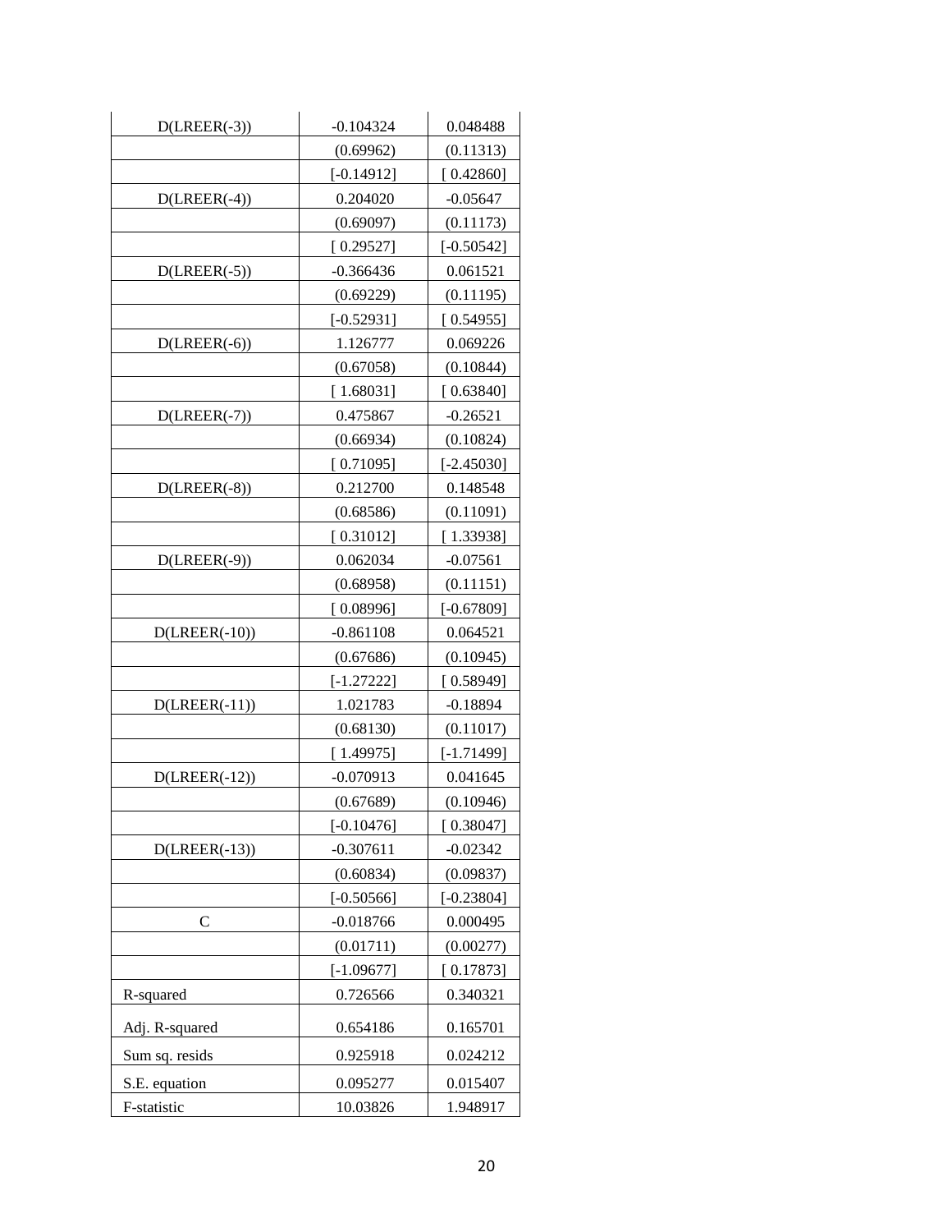| | | |
|---|---|---|
| D(LREER(-3)) | -0.104324 | 0.048488 |
| | (0.69962) | (0.11313) |
| | [-0.14912] | [ 0.42860] |
| D(LREER(-4)) | 0.204020 | -0.05647 |
| | (0.69097) | (0.11173) |
| | [ 0.29527] | [-0.50542] |
| D(LREER(-5)) | -0.366436 | 0.061521 |
| | (0.69229) | (0.11195) |
| | [-0.52931] | [ 0.54955] |
| D(LREER(-6)) | 1.126777 | 0.069226 |
| | (0.67058) | (0.10844) |
| | [ 1.68031] | [ 0.63840] |
| D(LREER(-7)) | 0.475867 | -0.26521 |
| | (0.66934) | (0.10824) |
| | [ 0.71095] | [-2.45030] |
| D(LREER(-8)) | 0.212700 | 0.148548 |
| | (0.68586) | (0.11091) |
| | [ 0.31012] | [ 1.33938] |
| D(LREER(-9)) | 0.062034 | -0.07561 |
| | (0.68958) | (0.11151) |
| | [ 0.08996] | [-0.67809] |
| D(LREER(-10)) | -0.861108 | 0.064521 |
| | (0.67686) | (0.10945) |
| | [-1.27222] | [ 0.58949] |
| D(LREER(-11)) | 1.021783 | -0.18894 |
| | (0.68130) | (0.11017) |
| | [ 1.49975] | [-1.71499] |
| D(LREER(-12)) | -0.070913 | 0.041645 |
| | (0.67689) | (0.10946) |
| | [-0.10476] | [ 0.38047] |
| D(LREER(-13)) | -0.307611 | -0.02342 |
| | (0.60834) | (0.09837) |
| | [-0.50566] | [-0.23804] |
| C | -0.018766 | 0.000495 |
| | (0.01711) | (0.00277) |
| | [-1.09677] | [ 0.17873] |
| R-squared | 0.726566 | 0.340321 |
| Adj. R-squared | 0.654186 | 0.165701 |
| Sum sq. resids | 0.925918 | 0.024212 |
| S.E. equation | 0.095277 | 0.015407 |
| F-statistic | 10.03826 | 1.948917 |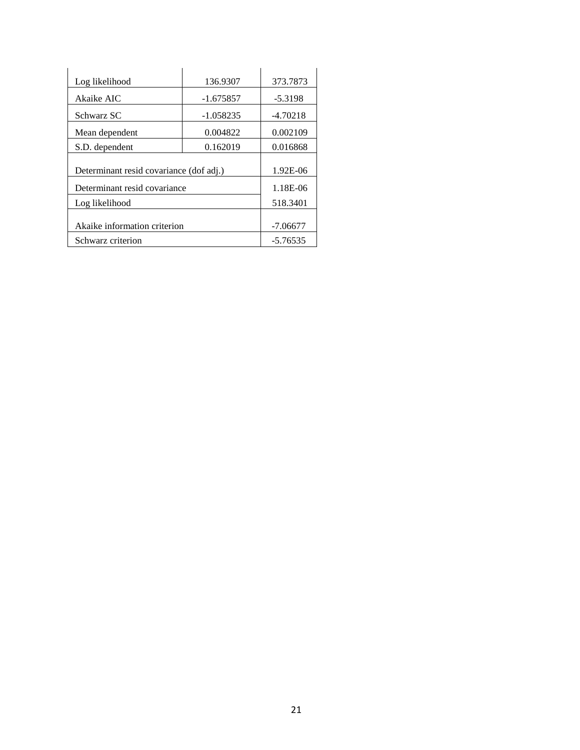| | | |
|---|---|---|
| Log likelihood | 136.9307 | 373.7873 |
| Akaike AIC | -1.675857 | -5.3198 |
| Schwarz SC | -1.058235 | -4.70218 |
| Mean dependent | 0.004822 | 0.002109 |
| S.D. dependent | 0.162019 | 0.016868 |
| Determinant resid covariance (dof adj.) | | 1.92E-06 |
| Determinant resid covariance | | 1.18E-06 |
| Log likelihood | | 518.3401 |
| Akaike information criterion | | -7.06677 |
| Schwarz criterion | | -5.76535 |